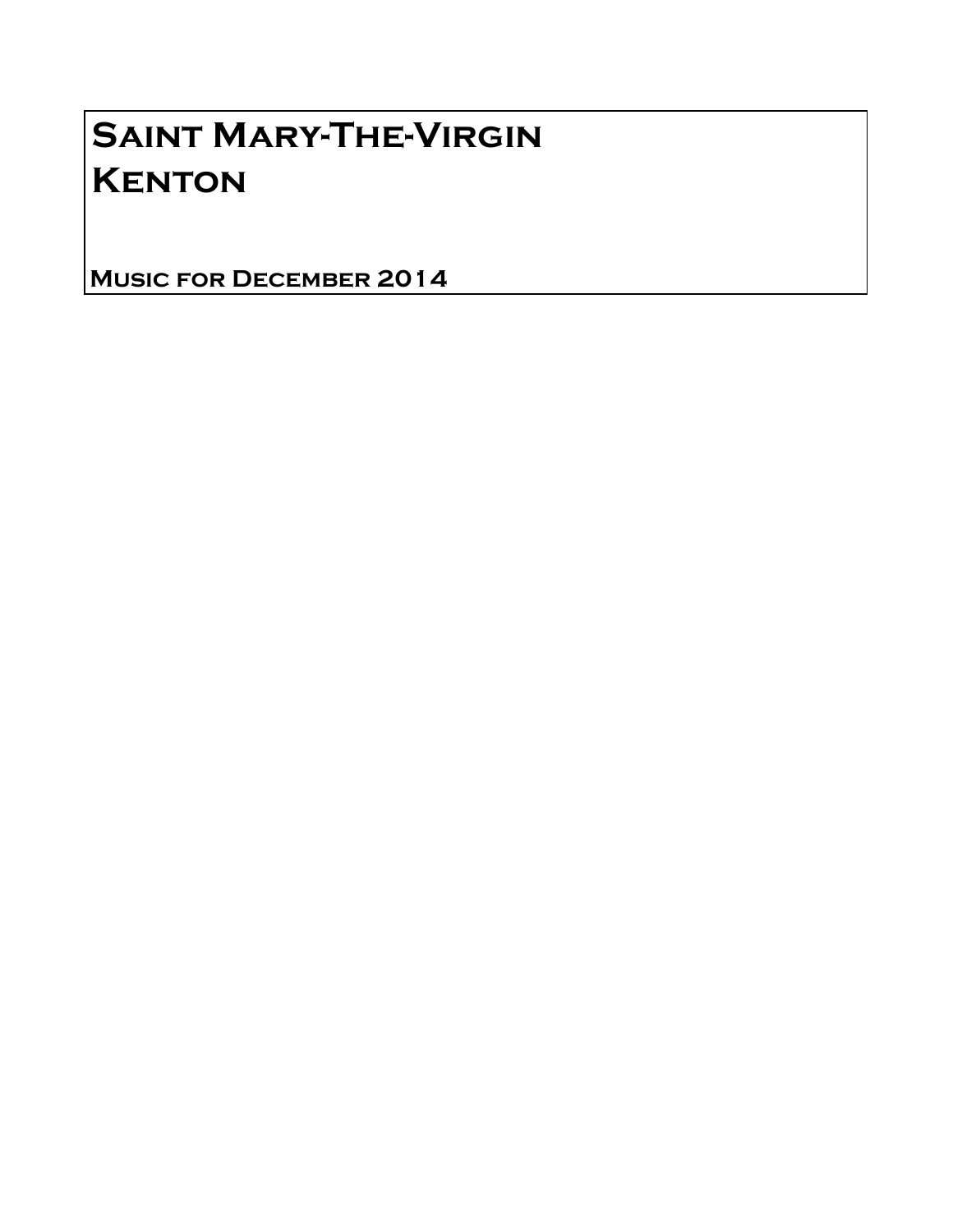# Saint Mary-The-Virgin
# Kenton

## Music for December 2014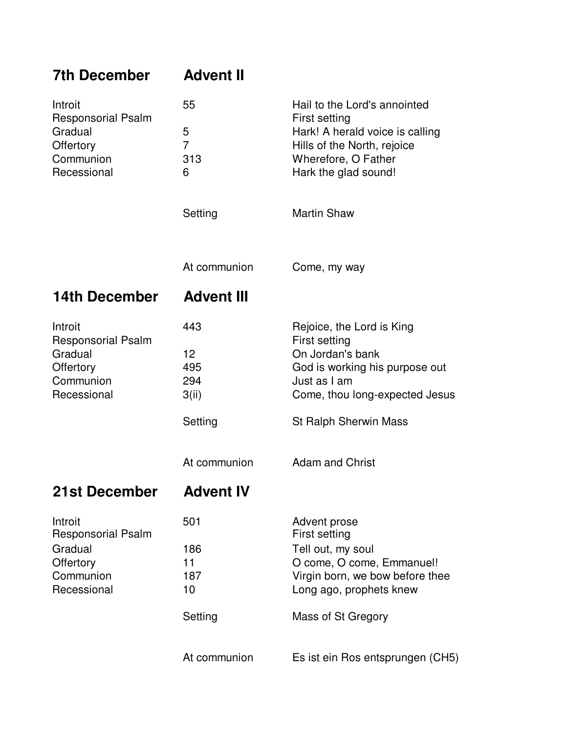## 7th December Advent II

| | | |
|---|---|---|
| Introit | 55 | Hail to the Lord's annointed |
| Responsorial Psalm | | First setting |
| Gradual | 5 | Hark! A herald voice is calling |
| Offertory | 7 | Hills of the North, rejoice |
| Communion | 313 | Wherefore, O Father |
| Recessional | 6 | Hark the glad sound! |
| | Setting | Martin Shaw |
| | At communion | Come, my way |

## 14th December Advent III

| | | |
|---|---|---|
| Introit | 443 | Rejoice, the Lord is King |
| Responsorial Psalm | | First setting |
| Gradual | 12 | On Jordan's bank |
| Offertory | 495 | God is working his purpose out |
| Communion | 294 | Just as I am |
| Recessional | 3(ii) | Come, thou long-expected Jesus |
| | Setting | St Ralph Sherwin Mass |
| | At communion | Adam and Christ |

## 21st December Advent IV

| | | |
|---|---|---|
| Introit | 501 | Advent prose |
| Responsorial Psalm | | First setting |
| Gradual | 186 | Tell out, my soul |
| Offertory | 11 | O come, O come, Emmanuel! |
| Communion | 187 | Virgin born, we bow before thee |
| Recessional | 10 | Long ago, prophets knew |
| | Setting | Mass of St Gregory |
| | At communion | Es ist ein Ros entsprungen (CH5) |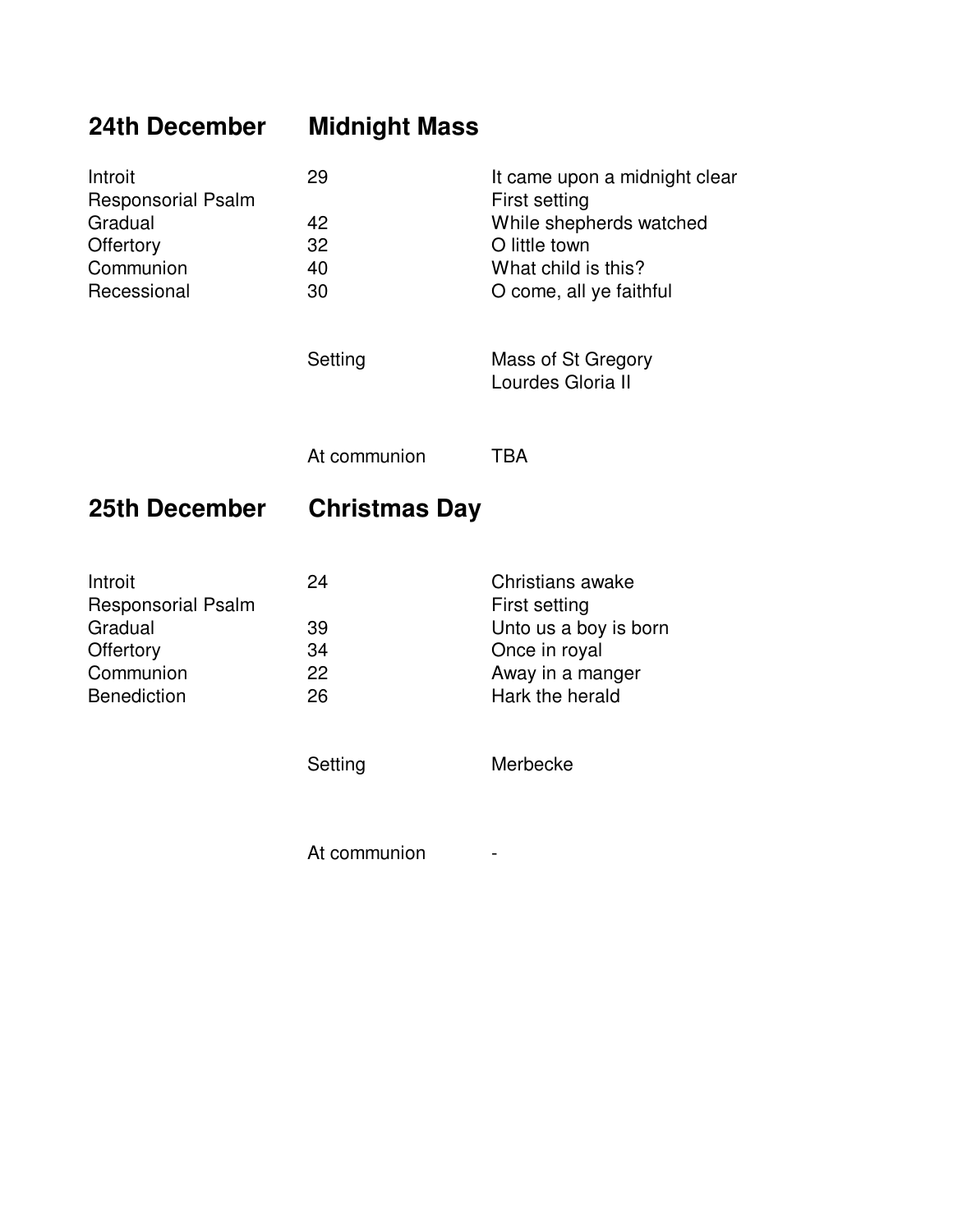## 24th December Midnight Mass

| | | |
|---|---|---|
| Introit | 29 | It came upon a midnight clear |
| Responsorial Psalm | | First setting |
| Gradual | 42 | While shepherds watched |
| Offertory | 32 | O little town |
| Communion | 40 | What child is this? |
| Recessional | 30 | O come, all ye faithful |
| | Setting | Mass of St Gregory<br>Lourdes Gloria II |
| | At communion | TBA |

## 25th December Christmas Day

| | | |
|---|---|---|
| Introit | 24 | Christians awake |
| Responsorial Psalm | | First setting |
| Gradual | 39 | Unto us a boy is born |
| Offertory | 34 | Once in royal |
| Communion | 22 | Away in a manger |
| Benediction | 26 | Hark the herald |
| | Setting | Merbecke |
| | At communion | - |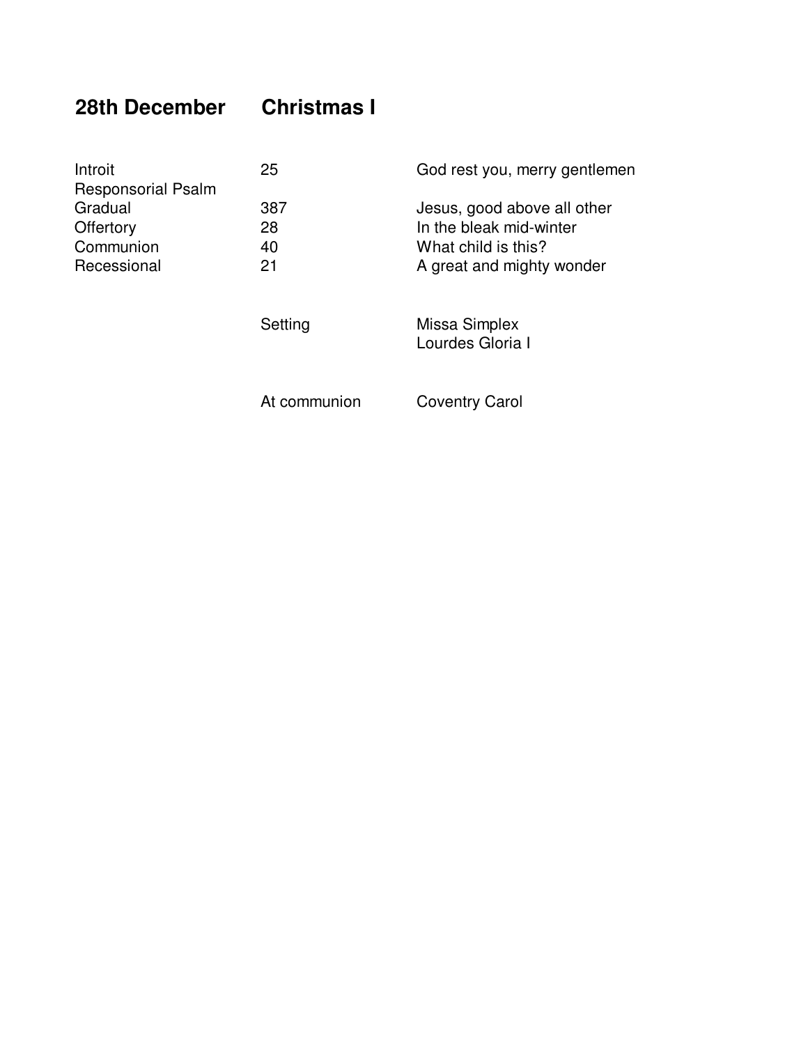## 28th December Christmas I

| | | |
|---|---|---|
| Introit | 25 | God rest you, merry gentlemen |
| Responsorial Psalm | | |
| Gradual | 387 | Jesus, good above all other |
| Offertory | 28 | In the bleak mid-winter |
| Communion | 40 | What child is this? |
| Recessional | 21 | A great and mighty wonder |

Setting: Missa Simplex
Lourdes Gloria I

At communion: Coventry Carol